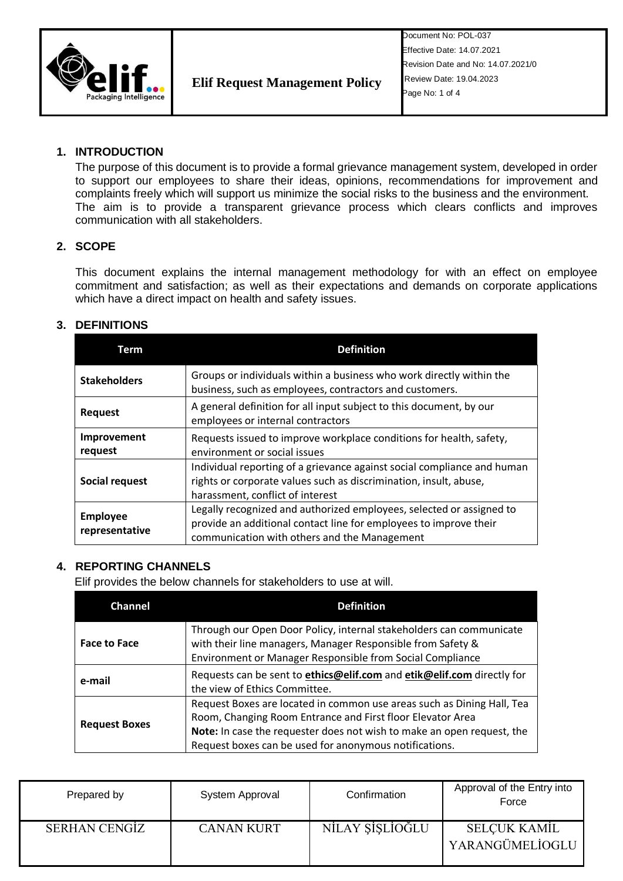| | Elif Request Management Policy | Document No: POL-037<br>Effective Date: 14.07.2021<br>Revision Date and No: 14.07.2021/0<br>Review Date: 19.04.2023 |
|---|---|---|

## 1. INTRODUCTION

The purpose of this document is to provide a formal grievance management system, developed in order to support our employees to share their ideas, opinions, recommendations for improvement and complaints freely which will support us minimize the social risks to the business and the environment. The aim is to provide a transparent grievance process which clears conflicts and improves communication with all stakeholders.

## 2. SCOPE

This document explains the internal management methodology for with an effect on employee commitment and satisfaction; as well as their expectations and demands on corporate applications which have a direct impact on health and safety issues.

## 3. DEFINITIONS

| Term | Definition |
|---|---|
| **Stakeholders** | Groups or individuals within a business who work directly within the business, such as employees, contractors and customers. |
| **Request** | A general definition for all input subject to this document, by our employees or internal contractors |
| **Improvement request** | Requests issued to improve workplace conditions for health, safety, environment or social issues |
| **Social request** | Individual reporting of a grievance against social compliance and human rights or corporate values such as discrimination, insult, abuse, harassment, conflict of interest |
| **Employee representative** | Legally recognized and authorized employees, selected or assigned to provide an additional contact line for employees to improve their communication with others and the Management |

## 4. REPORTING CHANNELS

Elif provides the below channels for stakeholders to use at will.

| Channel | Definition |
|---|---|
| **Face to Face** | Through our Open Door Policy, internal stakeholders can communicate with their line managers, Manager Responsible from Safety & Environment or Manager Responsible from Social Compliance |
| **e-mail** | Requests can be sent to **ethics@elif.com** and **etik@elif.com** directly for the view of Ethics Committee. |
| **Request Boxes** | Request Boxes are located in common use areas such as Dining Hall, Tea Room, Changing Room Entrance and First floor Elevator Area<br>**Note:** In case the requester does not wish to make an open request, the Request boxes can be used for anonymous notifications. |

| Prepared by | System Approval | Confirmation | Approval of the Entry into Force |
|---|---|---|---|
| SERHAN CENGİZ | CANAN KURT | NİLAY ŞİŞLİOĞLU | SELÇUK KAMİL YARANGÜMELİOGLU |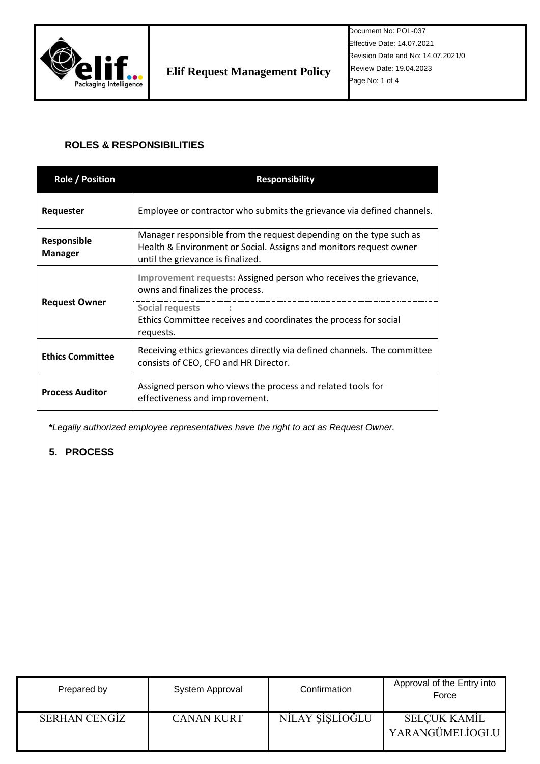## ROLES & RESPONSIBILITIES

| Role / Position | Responsibility |
|---|---|
| **Requester** | Employee or contractor who submits the grievance via defined channels. |
| **Responsible Manager** | Manager responsible from the request depending on the type such as Health & Environment or Social. Assigns and monitors request owner until the grievance is finalized. |
| **Request Owner** | **Improvement requests:** Assigned person who receives the grievance, owns and finalizes the process. |
| | **Social requests :** Ethics Committee receives and coordinates the process for social requests. |
| **Ethics Committee** | Receiving ethics grievances directly via defined channels. The committee consists of CEO, CFO and HR Director. |
| **Process Auditor** | Assigned person who views the process and related tools for effectiveness and improvement. |

***Legally authorized employee representatives have the right to act as Request Owner.*

## 5. PROCESS

| Prepared by | System Approval | Confirmation | Approval of the Entry into Force |
|---|---|---|---|
| SERHAN CENGİZ | CANAN KURT | NİLAY ŞİŞLİOĞLU | SELÇUK KAMİL YARANGÜMELİOGLU |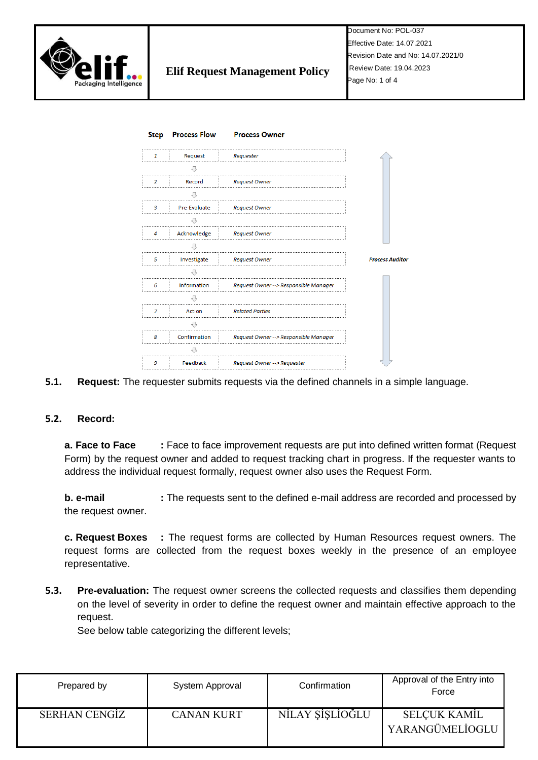| Step | Process Flow | Process Owner |
|---|---|---|
| 1 | Request | Requester |
| 2 | Record | Request Owner |
| 3 | Pre-Evaluate | Request Owner |
| 4 | Acknowledge | Request Owner |
| 5 | Investigate | Request Owner |
| 6 | Information | Request Owner --> Responsible Manager |
| 7 | Action | Related Parties |
| 8 | Confirmation | Request Owner --> Responsible Manager |
| 9 | Feedback | Request Owner --> Requester |

*Process Auditor*

**5.1. Request:** The requester submits requests via the defined channels in a simple language.

**5.2. Record:**

**a. Face to Face** : Face to face improvement requests are put into defined written format (Request Form) by the request owner and added to request tracking chart in progress. If the requester wants to address the individual request formally, request owner also uses the Request Form.

**b. e-mail** : The requests sent to the defined e-mail address are recorded and processed by the request owner.

**c. Request Boxes** : The request forms are collected by Human Resources request owners. The request forms are collected from the request boxes weekly in the presence of an employee representative.

**5.3. Pre-evaluation:** The request owner screens the collected requests and classifies them depending on the level of severity in order to define the request owner and maintain effective approach to the request.
See below table categorizing the different levels;

| Prepared by | System Approval | Confirmation | Approval of the Entry into Force |
|---|---|---|---|
| SERHAN CENGİZ | CANAN KURT | NİLAY ŞİŞLİOĞLU | SELÇUK KAMİL YARANGÜMELİOGLU |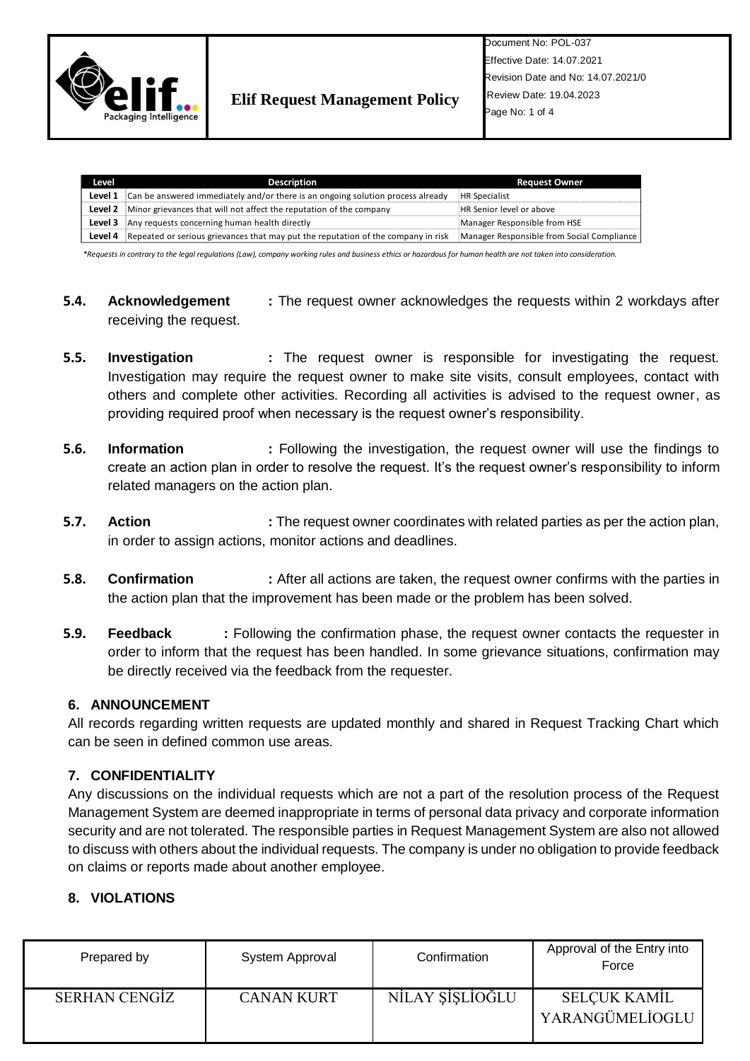| Level | Description | Request Owner |
|---|---|---|
| **Level 1** | Can be answered immediately and/or there is an ongoing solution process already | HR Specialist |
| **Level 2** | Minor grievances that will not affect the reputation of the company | HR Senior level or above |
| **Level 3** | Any requests concerning human health directly | Manager Responsible from HSE |
| **Level 4** | Repeated or serious grievances that may put the reputation of the company in risk | Manager Responsible from Social Compliance |

*\*Requests in contrary to the legal regulations (Law), company working rules and business ethics or hazardous for human health are not taken into consideration.*

**5.4. Acknowledgement :** The request owner acknowledges the requests within 2 workdays after receiving the request.

**5.5. Investigation :** The request owner is responsible for investigating the request. Investigation may require the request owner to make site visits, consult employees, contact with others and complete other activities. Recording all activities is advised to the request owner, as providing required proof when necessary is the request owner's responsibility.

**5.6. Information :** Following the investigation, the request owner will use the findings to create an action plan in order to resolve the request. It's the request owner's responsibility to inform related managers on the action plan.

**5.7. Action :** The request owner coordinates with related parties as per the action plan, in order to assign actions, monitor actions and deadlines.

**5.8. Confirmation :** After all actions are taken, the request owner confirms with the parties in the action plan that the improvement has been made or the problem has been solved.

**5.9. Feedback :** Following the confirmation phase, the request owner contacts the requester in order to inform that the request has been handled. In some grievance situations, confirmation may be directly received via the feedback from the requester.

## 6. ANNOUNCEMENT

All records regarding written requests are updated monthly and shared in Request Tracking Chart which can be seen in defined common use areas.

## 7. CONFIDENTIALITY

Any discussions on the individual requests which are not a part of the resolution process of the Request Management System are deemed inappropriate in terms of personal data privacy and corporate information security and are not tolerated. The responsible parties in Request Management System are also not allowed to discuss with others about the individual requests. The company is under no obligation to provide feedback on claims or reports made about another employee.

## 8. VIOLATIONS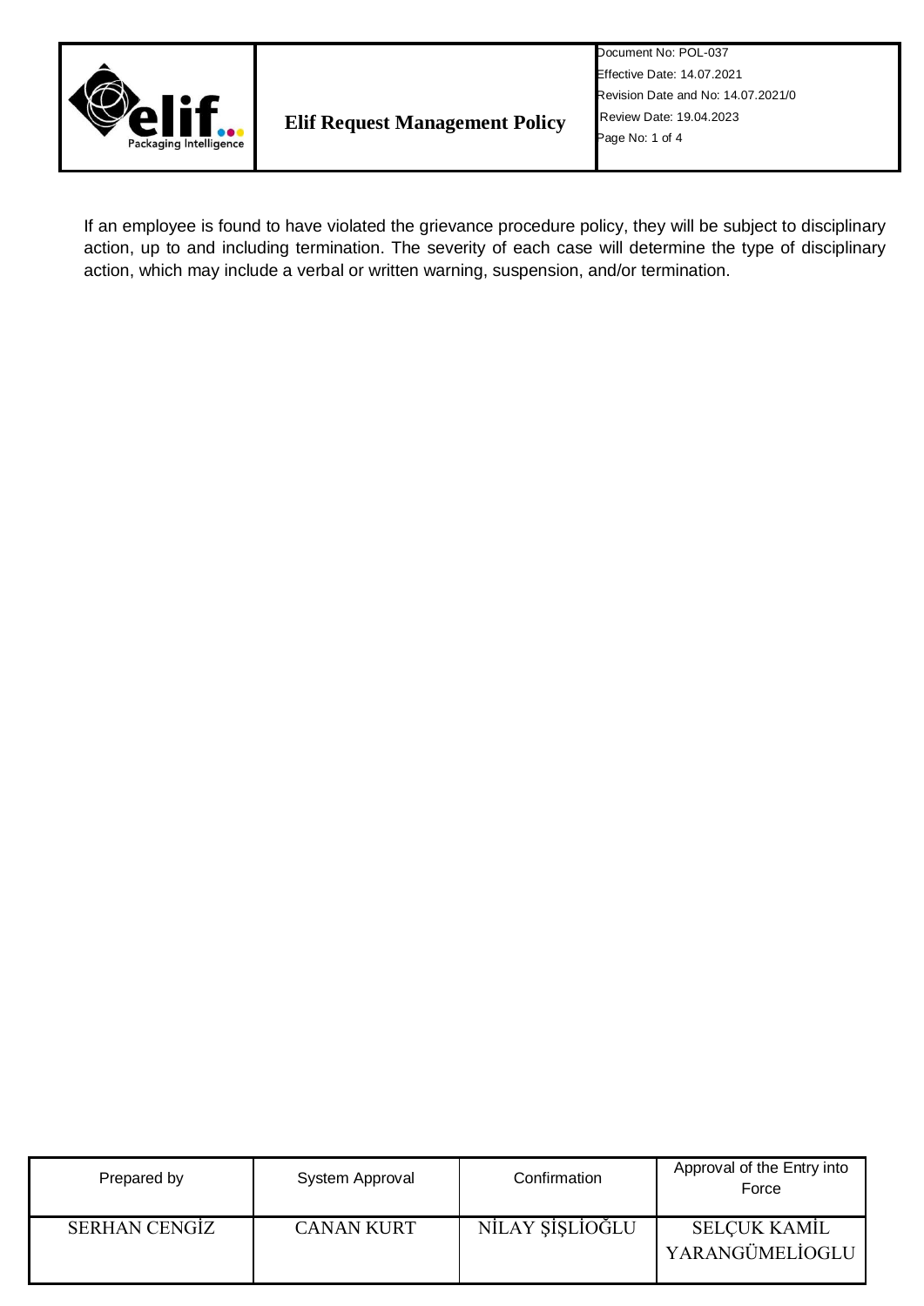If an employee is found to have violated the grievance procedure policy, they will be subject to disciplinary action, up to and including termination. The severity of each case will determine the type of disciplinary action, which may include a verbal or written warning, suspension, and/or termination.

| Prepared by | System Approval | Confirmation | Approval of the Entry into Force |
|---|---|---|---|
| SERHAN CENGİZ | CANAN KURT | NİLAY ŞİŞLİOĞLU | SELÇUK KAMİL YARANGÜMELİOGLU |